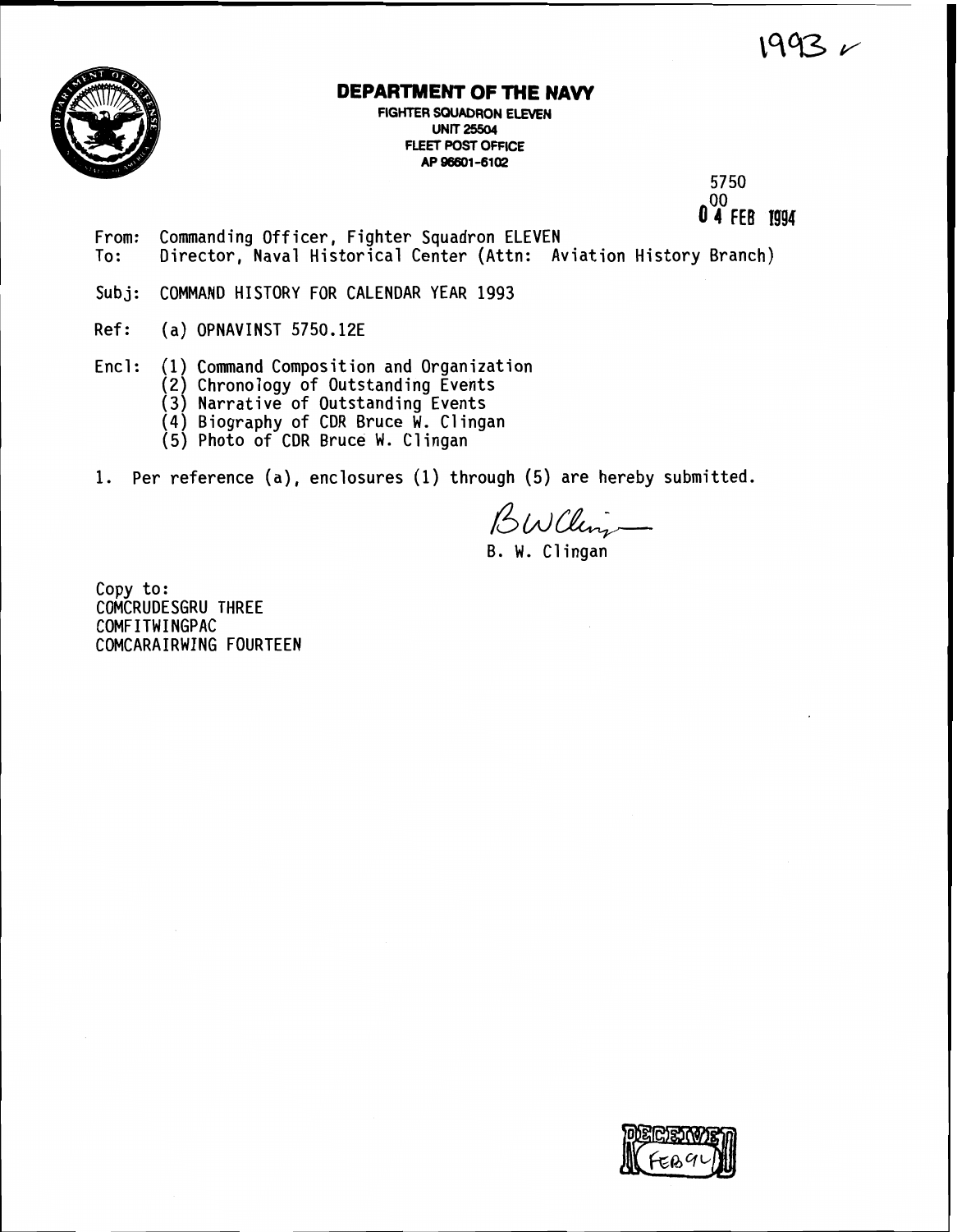1993 ✓

# DEPARTMENT OF THE NAVY

**FIGHTER SQUADRON ELEVEN**
**UNIT 25504**
**FLEET POST OFFICE**
**AP 96601-6102**

5750
00
04 FEB 1994

From: Commanding Officer, Fighter Squadron ELEVEN
To: Director, Naval Historical Center (Attn: Aviation History Branch)

Subj: COMMAND HISTORY FOR CALENDAR YEAR 1993

Ref: (a) OPNAVINST 5750.12E

Encl: (1) Command Composition and Organization
(2) Chronology of Outstanding Events
(3) Narrative of Outstanding Events
(4) Biography of CDR Bruce W. Clingan
(5) Photo of CDR Bruce W. Clingan

1. Per reference (a), enclosures (1) through (5) are hereby submitted.

B. W. Clingan

Copy to:
COMCRUDESGRU THREE
COMFITWINGPAC
COMCARAIRWING FOURTEEN

RECEIVED FEB 94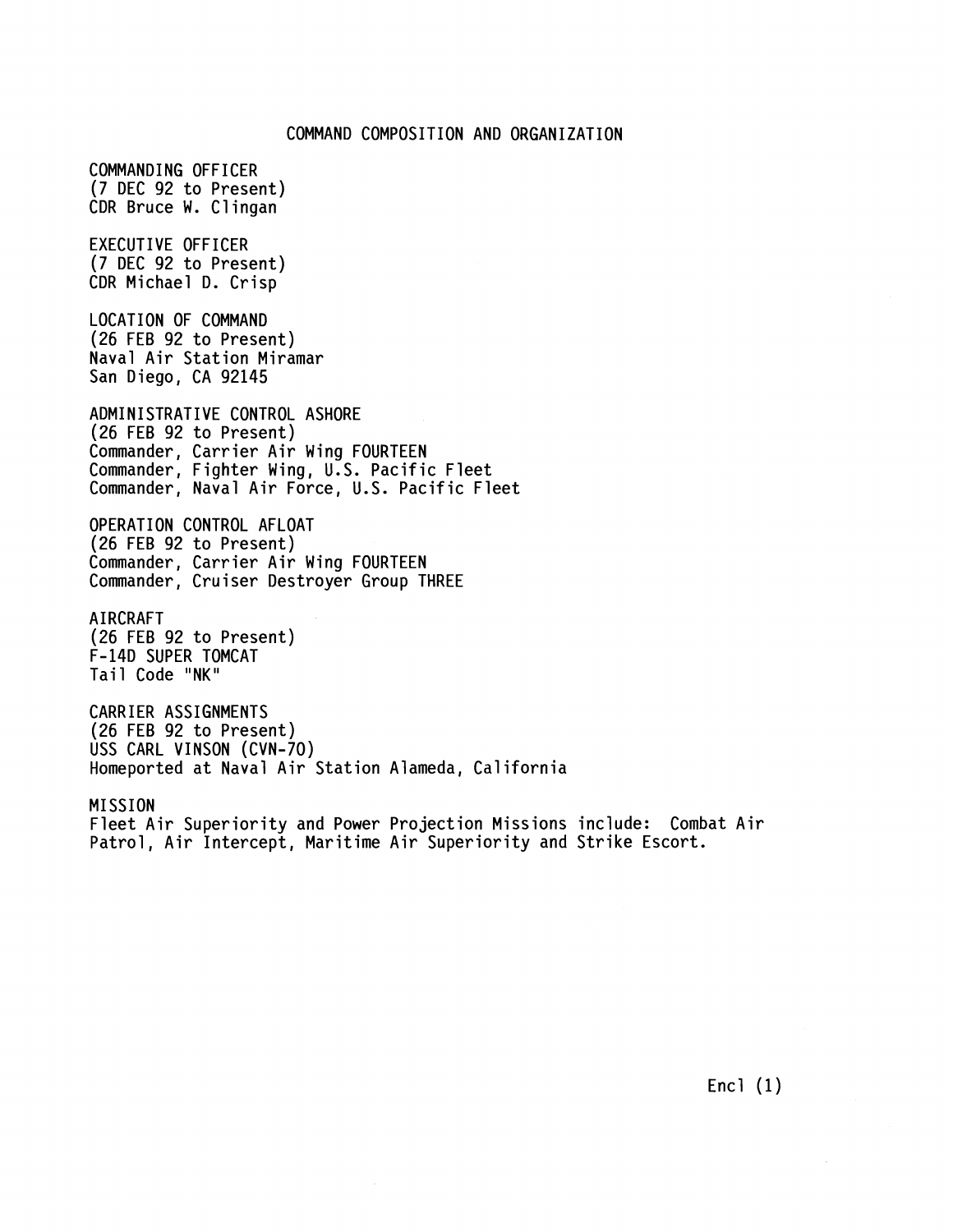# COMMAND COMPOSITION AND ORGANIZATION

COMMANDING OFFICER
(7 DEC 92 to Present)
CDR Bruce W. Clingan

EXECUTIVE OFFICER
(7 DEC 92 to Present)
CDR Michael D. Crisp

LOCATION OF COMMAND
(26 FEB 92 to Present)
Naval Air Station Miramar
San Diego, CA 92145

ADMINISTRATIVE CONTROL ASHORE
(26 FEB 92 to Present)
Commander, Carrier Air Wing FOURTEEN
Commander, Fighter Wing, U.S. Pacific Fleet
Commander, Naval Air Force, U.S. Pacific Fleet

OPERATION CONTROL AFLOAT
(26 FEB 92 to Present)
Commander, Carrier Air Wing FOURTEEN
Commander, Cruiser Destroyer Group THREE

AIRCRAFT
(26 FEB 92 to Present)
F-14D SUPER TOMCAT
Tail Code "NK"

CARRIER ASSIGNMENTS
(26 FEB 92 to Present)
USS CARL VINSON (CVN-70)
Homeported at Naval Air Station Alameda, California

MISSION
Fleet Air Superiority and Power Projection Missions include: Combat Air Patrol, Air Intercept, Maritime Air Superiority and Strike Escort.

Encl (1)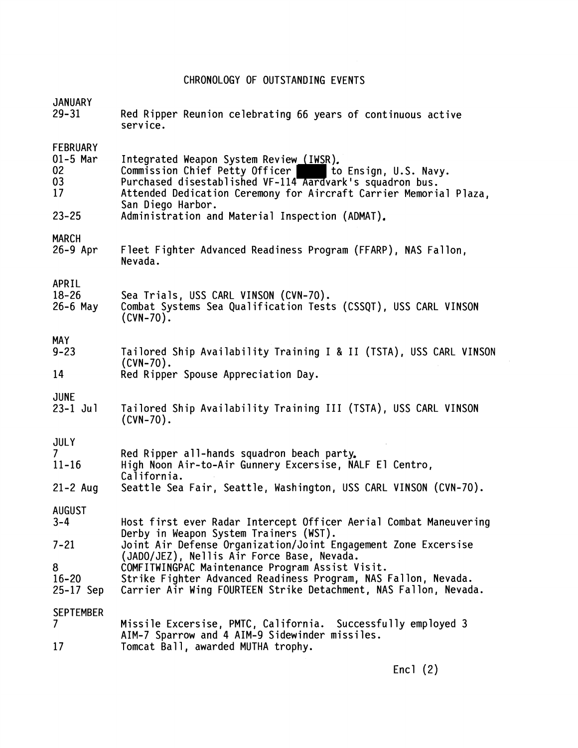# CHRONOLOGY OF OUTSTANDING EVENTS

**JANUARY**

| | |
|---|---|
| 29-31 | Red Ripper Reunion celebrating 66 years of continuous active service. |

**FEBRUARY**

| | |
|---|---|
| 01-5 Mar | Integrated Weapon System Review (IWSR). |
| 02 | Commission Chief Petty Officer ████ to Ensign, U.S. Navy. |
| 03 | Purchased disestablished VF-114 Aardvark's squadron bus. |
| 17 | Attended Dedication Ceremony for Aircraft Carrier Memorial Plaza, San Diego Harbor. |
| 23-25 | Administration and Material Inspection (ADMAT). |

**MARCH**

| | |
|---|---|
| 26-9 Apr | Fleet Fighter Advanced Readiness Program (FFARP), NAS Fallon, Nevada. |

**APRIL**

| | |
|---|---|
| 18-26 | Sea Trials, USS CARL VINSON (CVN-70). |
| 26-6 May | Combat Systems Sea Qualification Tests (CSSQT), USS CARL VINSON (CVN-70). |

**MAY**

| | |
|---|---|
| 9-23 | Tailored Ship Availability Training I & II (TSTA), USS CARL VINSON (CVN-70). |
| 14 | Red Ripper Spouse Appreciation Day. |

**JUNE**

| | |
|---|---|
| 23-1 Jul | Tailored Ship Availability Training III (TSTA), USS CARL VINSON (CVN-70). |

**JULY**

| | |
|---|---|
| 7 | Red Ripper all-hands squadron beach party. |
| 11-16 | High Noon Air-to-Air Gunnery Excersise, NALF El Centro, California. |
| 21-2 Aug | Seattle Sea Fair, Seattle, Washington, USS CARL VINSON (CVN-70). |

**AUGUST**

| | |
|---|---|
| 3-4 | Host first ever Radar Intercept Officer Aerial Combat Maneuvering Derby in Weapon System Trainers (WST). |
| 7-21 | Joint Air Defense Organization/Joint Engagement Zone Excersise (JADO/JEZ), Nellis Air Force Base, Nevada. |
| 8 | COMFITWINGPAC Maintenance Program Assist Visit. |
| 16-20 | Strike Fighter Advanced Readiness Program, NAS Fallon, Nevada. |
| 25-17 Sep | Carrier Air Wing FOURTEEN Strike Detachment, NAS Fallon, Nevada. |

**SEPTEMBER**

| | |
|---|---|
| 7 | Missile Excersise, PMTC, California. Successfully employed 3 AIM-7 Sparrow and 4 AIM-9 Sidewinder missiles. |
| 17 | Tomcat Ball, awarded MUTHA trophy. |

Encl (2)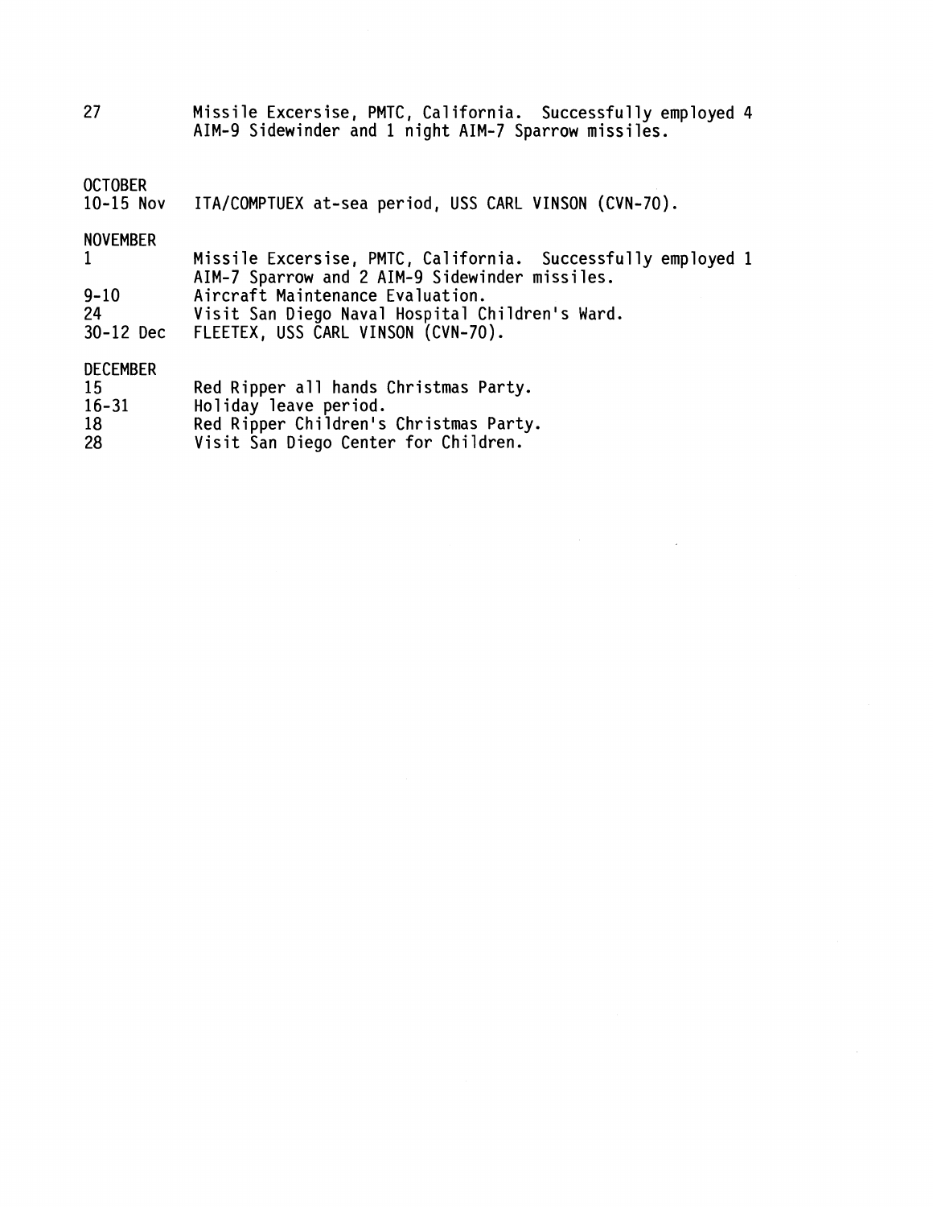27 Missile Excersise, PMTC, California. Successfully employed 4 AIM-9 Sidewinder and 1 night AIM-7 Sparrow missiles.

OCTOBER

| | |
|---|---|
| 10-15 Nov | ITA/COMPTUEX at-sea period, USS CARL VINSON (CVN-70). |

NOVEMBER

| | |
|---|---|
| 1 | Missile Excersise, PMTC, California. Successfully employed 1 AIM-7 Sparrow and 2 AIM-9 Sidewinder missiles. |
| 9-10 | Aircraft Maintenance Evaluation. |
| 24 | Visit San Diego Naval Hospital Children's Ward. |
| 30-12 Dec | FLEETEX, USS CARL VINSON (CVN-70). |

DECEMBER

| | |
|---|---|
| 15 | Red Ripper all hands Christmas Party. |
| 16-31 | Holiday leave period. |
| 18 | Red Ripper Children's Christmas Party. |
| 28 | Visit San Diego Center for Children. |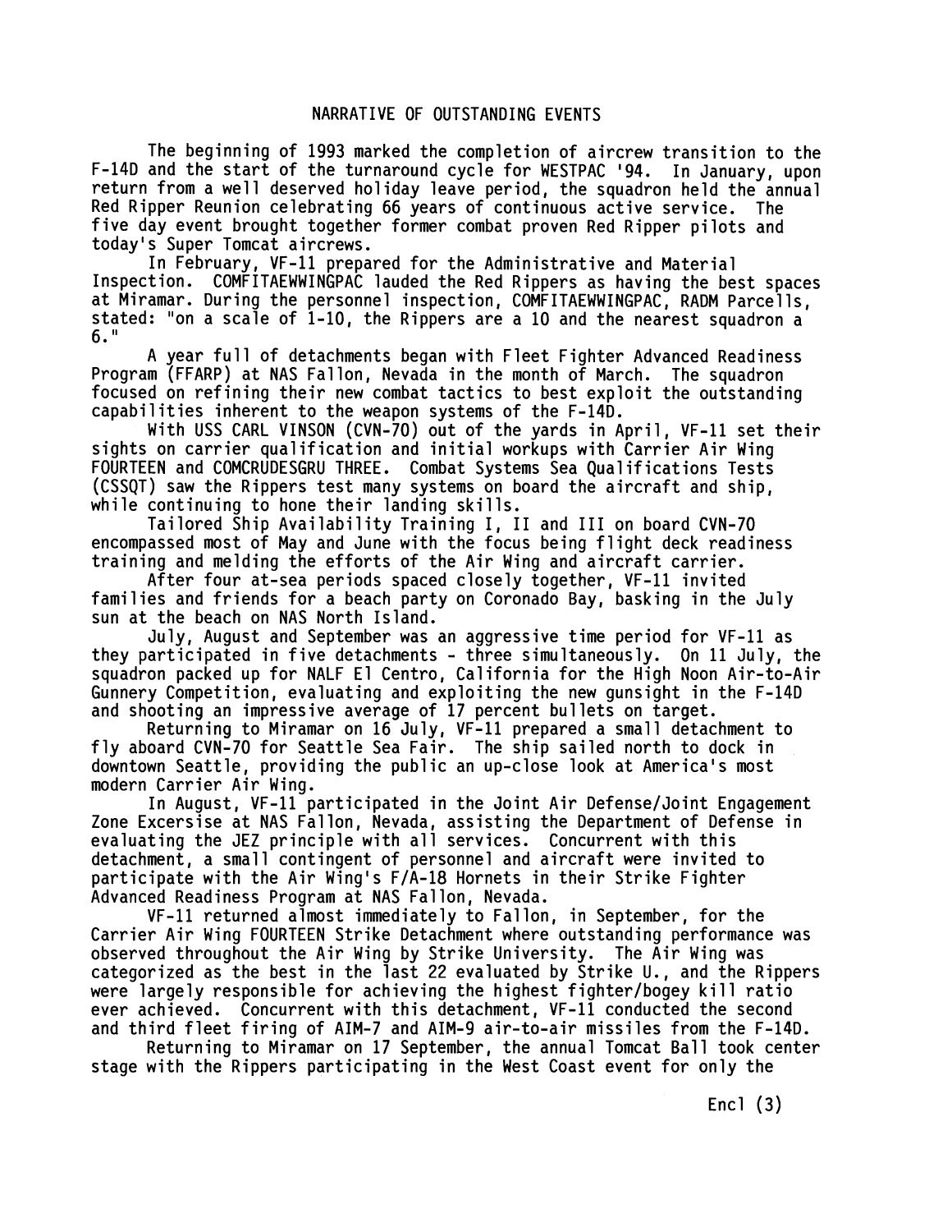## NARRATIVE OF OUTSTANDING EVENTS

The beginning of 1993 marked the completion of aircrew transition to the F-14D and the start of the turnaround cycle for WESTPAC '94. In January, upon return from a well deserved holiday leave period, the squadron held the annual Red Ripper Reunion celebrating 66 years of continuous active service. The five day event brought together former combat proven Red Ripper pilots and today's Super Tomcat aircrews.

In February, VF-11 prepared for the Administrative and Material Inspection. COMFITAEWWINGPAC lauded the Red Rippers as having the best spaces at Miramar. During the personnel inspection, COMFITAEWWINGPAC, RADM Parcells, stated: "on a scale of 1-10, the Rippers are a 10 and the nearest squadron a 6."

A year full of detachments began with Fleet Fighter Advanced Readiness Program (FFARP) at NAS Fallon, Nevada in the month of March. The squadron focused on refining their new combat tactics to best exploit the outstanding capabilities inherent to the weapon systems of the F-14D.

With USS CARL VINSON (CVN-70) out of the yards in April, VF-11 set their sights on carrier qualification and initial workups with Carrier Air Wing FOURTEEN and COMCRUDESGRU THREE. Combat Systems Sea Qualifications Tests (CSSQT) saw the Rippers test many systems on board the aircraft and ship, while continuing to hone their landing skills.

Tailored Ship Availability Training I, II and III on board CVN-70 encompassed most of May and June with the focus being flight deck readiness training and melding the efforts of the Air Wing and aircraft carrier.

After four at-sea periods spaced closely together, VF-11 invited families and friends for a beach party on Coronado Bay, basking in the July sun at the beach on NAS North Island.

July, August and September was an aggressive time period for VF-11 as they participated in five detachments - three simultaneously. On 11 July, the squadron packed up for NALF El Centro, California for the High Noon Air-to-Air Gunnery Competition, evaluating and exploiting the new gunsight in the F-14D and shooting an impressive average of 17 percent bullets on target.

Returning to Miramar on 16 July, VF-11 prepared a small detachment to fly aboard CVN-70 for Seattle Sea Fair. The ship sailed north to dock in downtown Seattle, providing the public an up-close look at America's most modern Carrier Air Wing.

In August, VF-11 participated in the Joint Air Defense/Joint Engagement Zone Excersise at NAS Fallon, Nevada, assisting the Department of Defense in evaluating the JEZ principle with all services. Concurrent with this detachment, a small contingent of personnel and aircraft were invited to participate with the Air Wing's F/A-18 Hornets in their Strike Fighter Advanced Readiness Program at NAS Fallon, Nevada.

VF-11 returned almost immediately to Fallon, in September, for the Carrier Air Wing FOURTEEN Strike Detachment where outstanding performance was observed throughout the Air Wing by Strike University. The Air Wing was categorized as the best in the last 22 evaluated by Strike U., and the Rippers were largely responsible for achieving the highest fighter/bogey kill ratio ever achieved. Concurrent with this detachment, VF-11 conducted the second and third fleet firing of AIM-7 and AIM-9 air-to-air missiles from the F-14D.

Returning to Miramar on 17 September, the annual Tomcat Ball took center stage with the Rippers participating in the West Coast event for only the

Encl (3)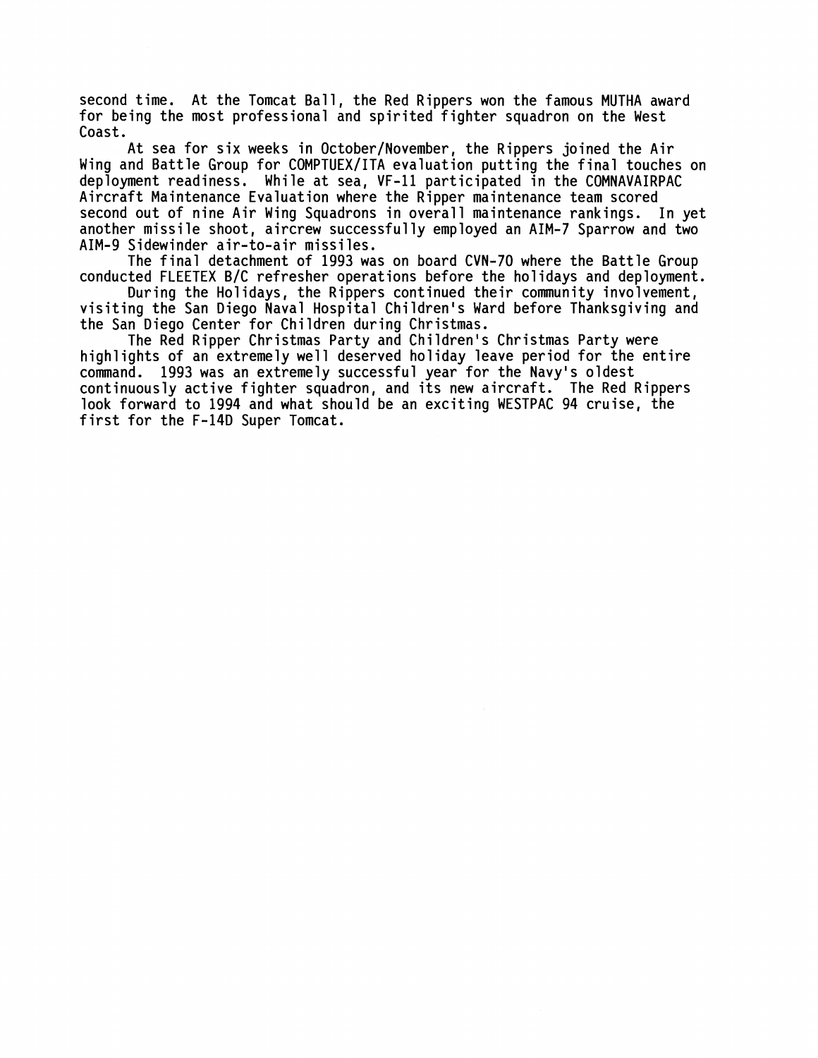second time. At the Tomcat Ball, the Red Rippers won the famous MUTHA award for being the most professional and spirited fighter squadron on the West Coast.

At sea for six weeks in October/November, the Rippers joined the Air Wing and Battle Group for COMPTUEX/ITA evaluation putting the final touches on deployment readiness. While at sea, VF-11 participated in the COMNAVAIRPAC Aircraft Maintenance Evaluation where the Ripper maintenance team scored second out of nine Air Wing Squadrons in overall maintenance rankings. In yet another missile shoot, aircrew successfully employed an AIM-7 Sparrow and two AIM-9 Sidewinder air-to-air missiles.

The final detachment of 1993 was on board CVN-70 where the Battle Group conducted FLEETEX B/C refresher operations before the holidays and deployment.

During the Holidays, the Rippers continued their community involvement, visiting the San Diego Naval Hospital Children's Ward before Thanksgiving and the San Diego Center for Children during Christmas.

The Red Ripper Christmas Party and Children's Christmas Party were highlights of an extremely well deserved holiday leave period for the entire command. 1993 was an extremely successful year for the Navy's oldest continuously active fighter squadron, and its new aircraft. The Red Rippers look forward to 1994 and what should be an exciting WESTPAC 94 cruise, the first for the F-14D Super Tomcat.